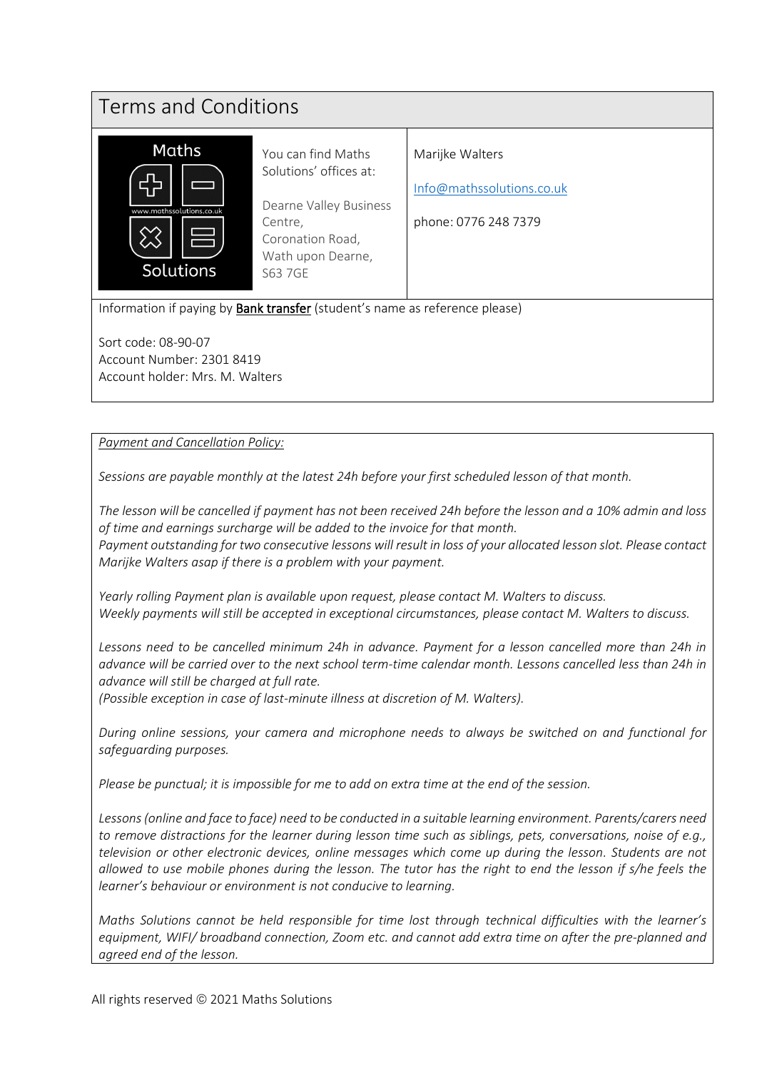# Terms and Conditions

Maths Solutions
www.mathssolutions.co.uk

You can find Maths Solutions' offices at:

Dearne Valley Business Centre,
Coronation Road,
Wath upon Dearne,
S63 7GE

Marijke Walters

[Info@mathssolutions.co.uk](mailto:Info@mathssolutions.co.uk)

phone: 0776 248 7379

Information if paying by **Bank transfer** (student's name as reference please)

Sort code: 08-90-07
Account Number: 2301 8419
Account holder: Mrs. M. Walters

*Payment and Cancellation Policy:*

*Sessions are payable monthly at the latest 24h before your first scheduled lesson of that month.*

*The lesson will be cancelled if payment has not been received 24h before the lesson and a 10% admin and loss of time and earnings surcharge will be added to the invoice for that month.*
*Payment outstanding for two consecutive lessons will result in loss of your allocated lesson slot. Please contact Marijke Walters asap if there is a problem with your payment.*

*Yearly rolling Payment plan is available upon request, please contact M. Walters to discuss.*
*Weekly payments will still be accepted in exceptional circumstances, please contact M. Walters to discuss.*

*Lessons need to be cancelled minimum 24h in advance. Payment for a lesson cancelled more than 24h in advance will be carried over to the next school term-time calendar month. Lessons cancelled less than 24h in advance will still be charged at full rate.*
*(Possible exception in case of last-minute illness at discretion of M. Walters).*

*During online sessions, your camera and microphone needs to always be switched on and functional for safeguarding purposes.*

*Please be punctual; it is impossible for me to add on extra time at the end of the session.*

*Lessons (online and face to face) need to be conducted in a suitable learning environment. Parents/carers need to remove distractions for the learner during lesson time such as siblings, pets, conversations, noise of e.g., television or other electronic devices, online messages which come up during the lesson. Students are not allowed to use mobile phones during the lesson. The tutor has the right to end the lesson if s/he feels the learner's behaviour or environment is not conducive to learning.*

*Maths Solutions cannot be held responsible for time lost through technical difficulties with the learner's equipment, WIFI/ broadband connection, Zoom etc. and cannot add extra time on after the pre-planned and agreed end of the lesson.*

All rights reserved © 2021 Maths Solutions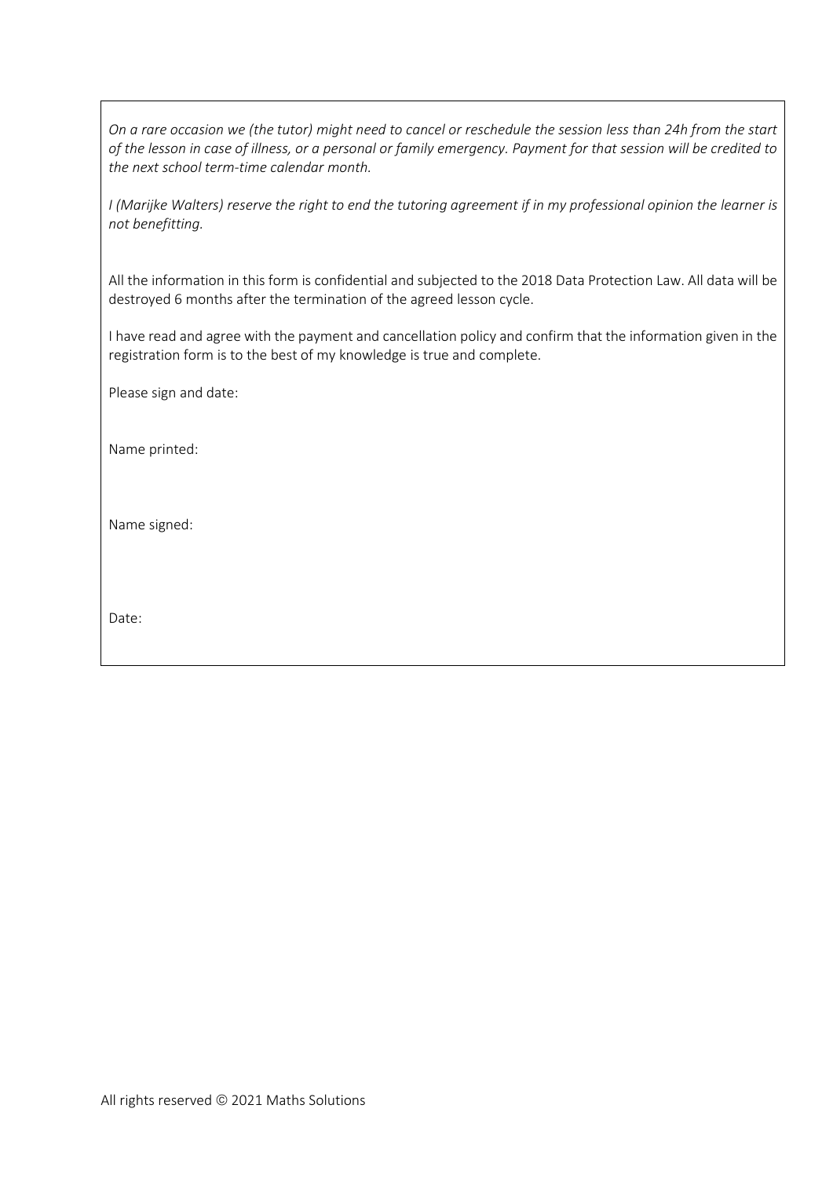*On a rare occasion we (the tutor) might need to cancel or reschedule the session less than 24h from the start of the lesson in case of illness, or a personal or family emergency. Payment for that session will be credited to the next school term-time calendar month.*

*I (Marijke Walters) reserve the right to end the tutoring agreement if in my professional opinion the learner is not benefitting.*

All the information in this form is confidential and subjected to the 2018 Data Protection Law. All data will be destroyed 6 months after the termination of the agreed lesson cycle.

I have read and agree with the payment and cancellation policy and confirm that the information given in the registration form is to the best of my knowledge is true and complete.

Please sign and date:

Name printed:

Name signed:

Date:

All rights reserved © 2021 Maths Solutions